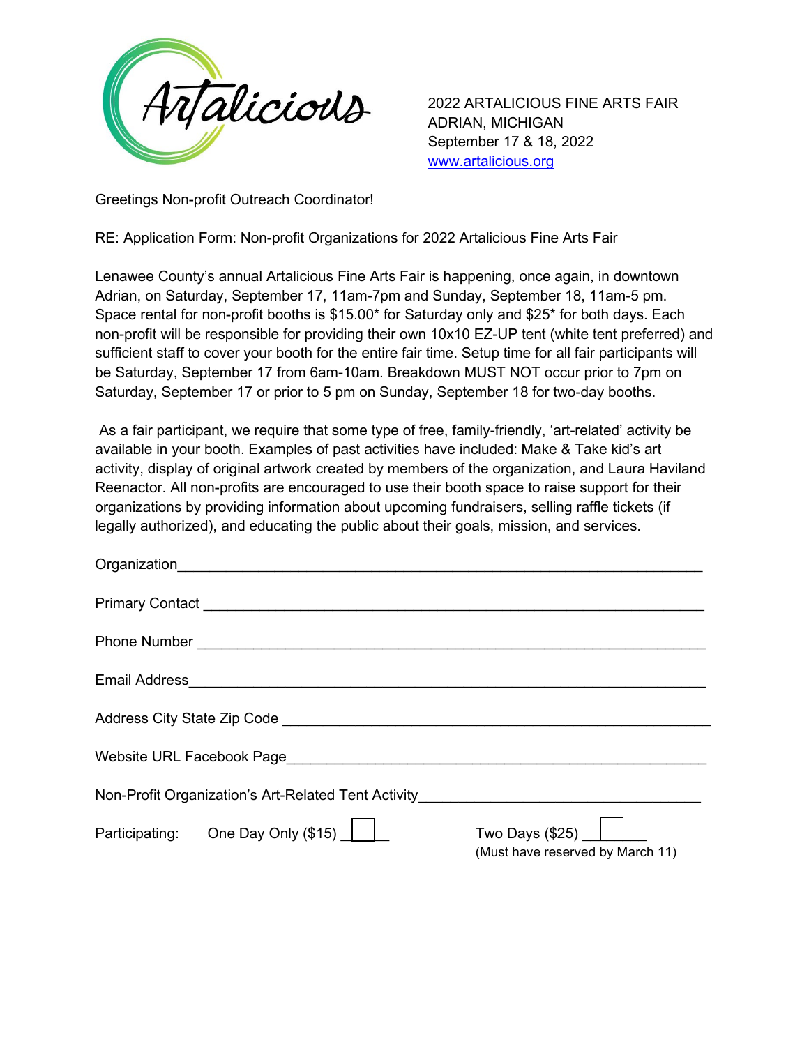Artalicious

2022 ARTALICIOUS FINE ARTS FAIR
ADRIAN, MICHIGAN
September 17 & 18, 2022
[www.artalicious.org](http://www.artalicious.org)

Greetings Non-profit Outreach Coordinator!

RE: Application Form: Non-profit Organizations for 2022 Artalicious Fine Arts Fair

Lenawee County's annual Artalicious Fine Arts Fair is happening, once again, in downtown Adrian, on Saturday, September 17, 11am-7pm and Sunday, September 18, 11am-5 pm. Space rental for non-profit booths is $15.00* for Saturday only and $25* for both days. Each non-profit will be responsible for providing their own 10x10 EZ-UP tent (white tent preferred) and sufficient staff to cover your booth for the entire fair time. Setup time for all fair participants will be Saturday, September 17 from 6am-10am. Breakdown MUST NOT occur prior to 7pm on Saturday, September 17 or prior to 5 pm on Sunday, September 18 for two-day booths.

As a fair participant, we require that some type of free, family-friendly, 'art-related' activity be available in your booth. Examples of past activities have included: Make & Take kid's art activity, display of original artwork created by members of the organization, and Laura Haviland Reenactor. All non-profits are encouraged to use their booth space to raise support for their organizations by providing information about upcoming fundraisers, selling raffle tickets (if legally authorized), and educating the public about their goals, mission, and services.

Organization_______________________________________________________________

Primary Contact _____________________________________________________________

Phone Number ______________________________________________________________

Email Address_______________________________________________________________

Address City State Zip Code ___________________________________________________

Website URL Facebook Page___________________________________________________

Non-Profit Organization's Art-Related Tent Activity___________________________________

Participating: One Day Only ($15) ☐ Two Days ($25) ☐
(Must have reserved by March 11)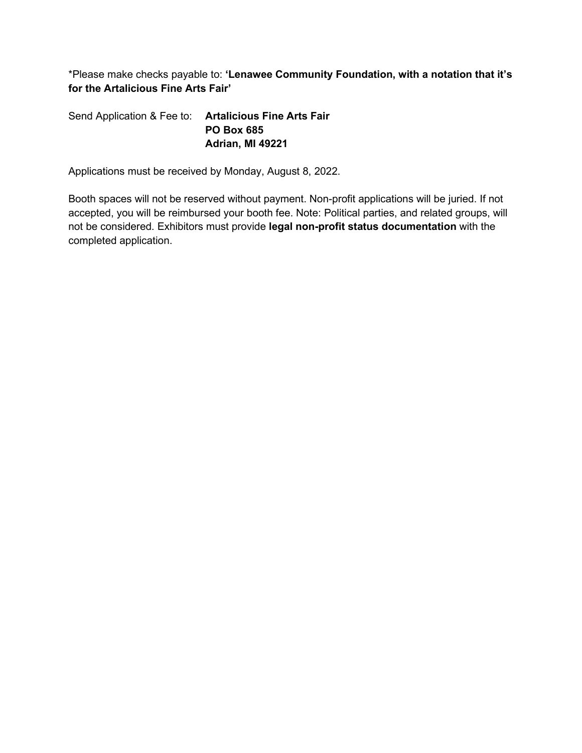*Please make checks payable to: **'Lenawee Community Foundation, with a notation that it's for the Artalicious Fine Arts Fair'**

Send Application & Fee to: **Artalicious Fine Arts Fair**
**PO Box 685**
**Adrian, MI 49221**

Applications must be received by Monday, August 8, 2022.

Booth spaces will not be reserved without payment. Non-profit applications will be juried. If not accepted, you will be reimbursed your booth fee. Note: Political parties, and related groups, will not be considered. Exhibitors must provide **legal non-profit status documentation** with the completed application.